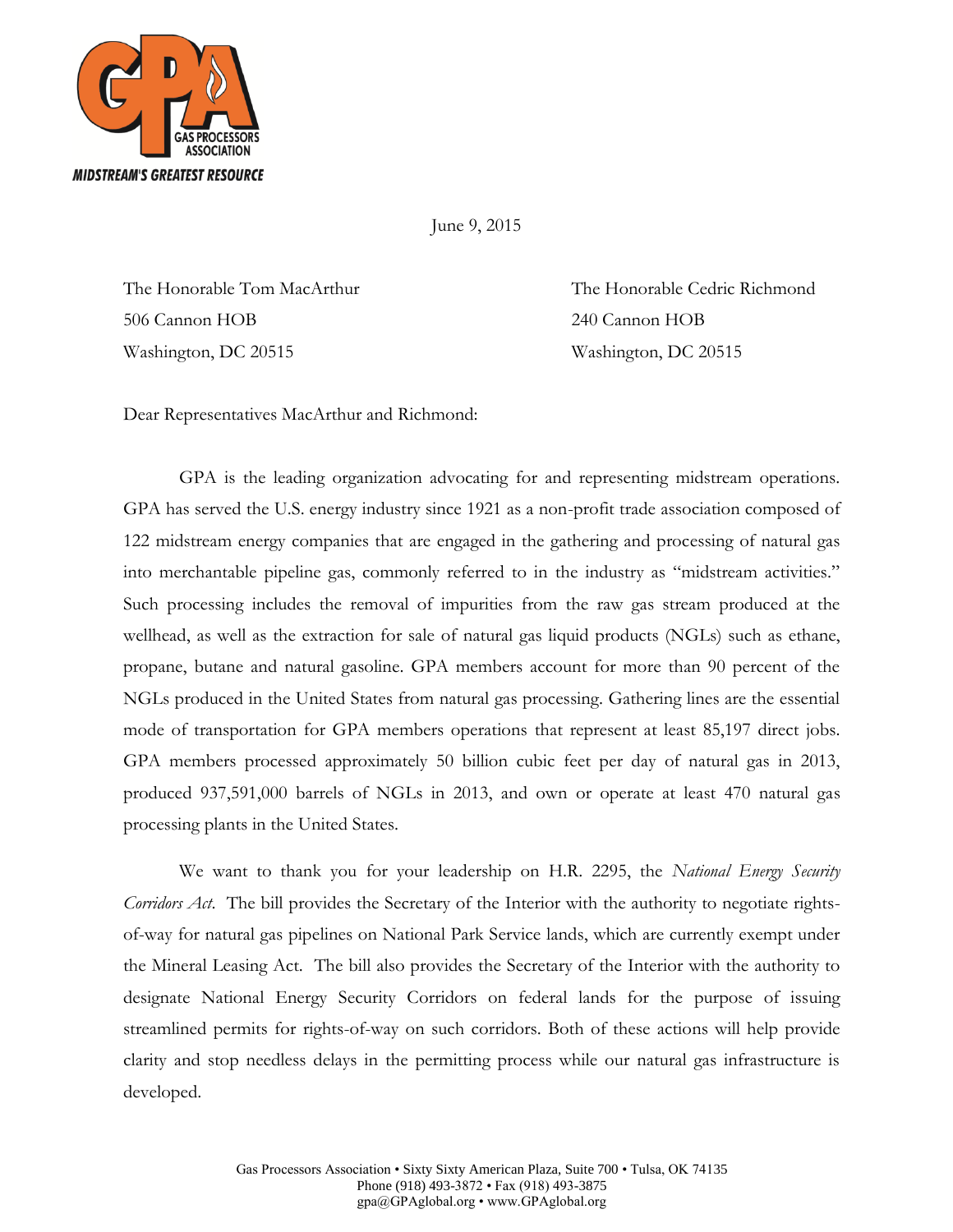GAS PROCESSORS ASSOCIATION

MIDSTREAM'S GREATEST RESOURCE

June 9, 2015

The Honorable Tom MacArthur
506 Cannon HOB
Washington, DC 20515

The Honorable Cedric Richmond
240 Cannon HOB
Washington, DC 20515

Dear Representatives MacArthur and Richmond:

GPA is the leading organization advocating for and representing midstream operations. GPA has served the U.S. energy industry since 1921 as a non-profit trade association composed of 122 midstream energy companies that are engaged in the gathering and processing of natural gas into merchantable pipeline gas, commonly referred to in the industry as "midstream activities." Such processing includes the removal of impurities from the raw gas stream produced at the wellhead, as well as the extraction for sale of natural gas liquid products (NGLs) such as ethane, propane, butane and natural gasoline. GPA members account for more than 90 percent of the NGLs produced in the United States from natural gas processing. Gathering lines are the essential mode of transportation for GPA members operations that represent at least 85,197 direct jobs. GPA members processed approximately 50 billion cubic feet per day of natural gas in 2013, produced 937,591,000 barrels of NGLs in 2013, and own or operate at least 470 natural gas processing plants in the United States.

We want to thank you for your leadership on H.R. 2295, the *National Energy Security Corridors Act*. The bill provides the Secretary of the Interior with the authority to negotiate rights-of-way for natural gas pipelines on National Park Service lands, which are currently exempt under the Mineral Leasing Act. The bill also provides the Secretary of the Interior with the authority to designate National Energy Security Corridors on federal lands for the purpose of issuing streamlined permits for rights-of-way on such corridors. Both of these actions will help provide clarity and stop needless delays in the permitting process while our natural gas infrastructure is developed.

Gas Processors Association • Sixty Sixty American Plaza, Suite 700 • Tulsa, OK 74135
Phone (918) 493-3872 • Fax (918) 493-3875
gpa@GPAglobal.org • www.GPAglobal.org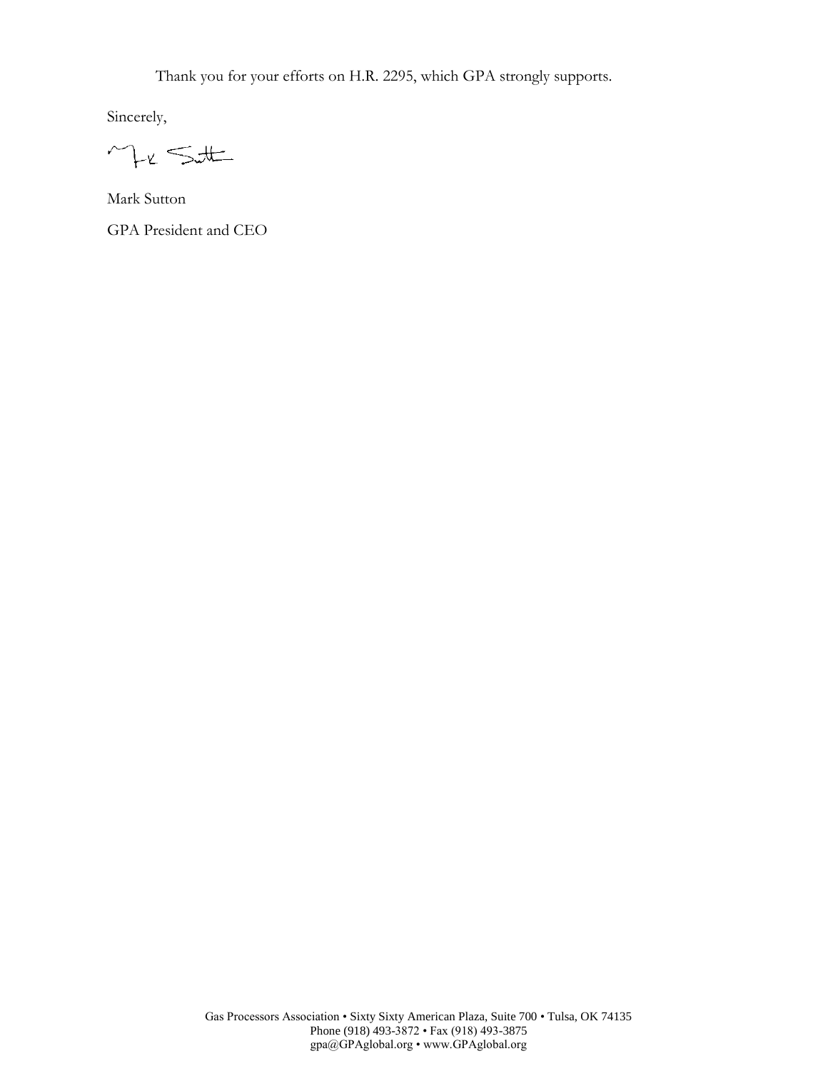Thank you for your efforts on H.R. 2295, which GPA strongly supports.

Sincerely,

Mark Sutton

GPA President and CEO

Gas Processors Association • Sixty Sixty American Plaza, Suite 700 • Tulsa, OK 74135
Phone (918) 493-3872 • Fax (918) 493-3875
gpa@GPAglobal.org • www.GPAglobal.org